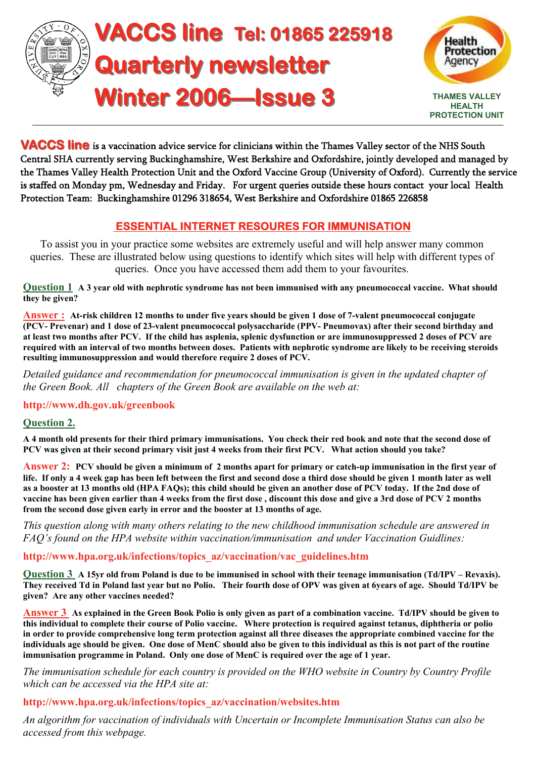# VACCS line Tel: 01865 225918
# Quarterly newsletter
# Winter 2006—Issue 3

Health Protection Agency

THAMES VALLEY HEALTH PROTECTION UNIT

**VACCS line** is a vaccination advice service for clinicians within the Thames Valley sector of the NHS South Central SHA currently serving Buckinghamshire, West Berkshire and Oxfordshire, jointly developed and managed by the Thames Valley Health Protection Unit and the Oxford Vaccine Group (University of Oxford). Currently the service is staffed on Monday pm, Wednesday and Friday. For urgent queries outside these hours contact your local Health Protection Team: Buckinghamshire 01296 318654, West Berkshire and Oxfordshire 01865 226858

## ESSENTIAL INTERNET RESOURES FOR IMMUNISATION

To assist you in your practice some websites are extremely useful and will help answer many common queries. These are illustrated below using questions to identify which sites will help with different types of queries. Once you have accessed them add them to your favourites.

**Question 1** **A 3 year old with nephrotic syndrome has not been immunised with any pneumococcal vaccine. What should they be given?**

**Answer :** **At-risk children 12 months to under five years should be given 1 dose of 7-valent pneumococcal conjugate (PCV- Prevenar) and 1 dose of 23-valent pneumococcal polysaccharide (PPV- Pneumovax) after their second birthday and at least two months after PCV. If the child has asplenia, splenic dysfunction or are immunosuppressed 2 doses of PCV are required with an interval of two months between doses. Patients with nephrotic syndrome are likely to be receiving steroids resulting immunosuppression and would therefore require 2 doses of PCV.**

*Detailed guidance and recommendation for pneumococcal immunisation is given in the updated chapter of the Green Book. All chapters of the Green Book are available on the web at:*

**http://www.dh.gov.uk/greenbook**

**Question 2.**

**A 4 month old presents for their third primary immunisations. You check their red book and note that the second dose of PCV was given at their second primary visit just 4 weeks from their first PCV. What action should you take?**

**Answer 2:** **PCV should be given a minimum of 2 months apart for primary or catch-up immunisation in the first year of life. If only a 4 week gap has been left between the first and second dose a third dose should be given 1 month later as well as a booster at 13 months old (HPA FAQs); this child should be given an another dose of PCV today. If the 2nd dose of vaccine has been given earlier than 4 weeks from the first dose , discount this dose and give a 3rd dose of PCV 2 months from the second dose given early in error and the booster at 13 months of age.**

*This question along with many others relating to the new childhood immunisation schedule are answered in FAQ's found on the HPA website within vaccination/immunisation and under Vaccination Guidlines:*

**http://www.hpa.org.uk/infections/topics_az/vaccination/vac_guidelines.htm**

**Question 3** **A 15yr old from Poland is due to be immunised in school with their teenage immunisation (Td/IPV – Revaxis). They received Td in Poland last year but no Polio. Their fourth dose of OPV was given at 6years of age. Should Td/IPV be given? Are any other vaccines needed?**

**Answer 3** **As explained in the Green Book Polio is only given as part of a combination vaccine. Td/IPV should be given to this individual to complete their course of Polio vaccine. Where protection is required against tetanus, diphtheria or polio in order to provide comprehensive long term protection against all three diseases the appropriate combined vaccine for the individuals age should be given. One dose of MenC should also be given to this individual as this is not part of the routine immunisation programme in Poland. Only one dose of MenC is required over the age of 1 year.**

*The immunisation schedule for each country is provided on the WHO website in Country by Country Profile which can be accessed via the HPA site at:*

**http://www.hpa.org.uk/infections/topics_az/vaccination/websites.htm**

*An algorithm for vaccination of individuals with Uncertain or Incomplete Immunisation Status can also be accessed from this webpage.*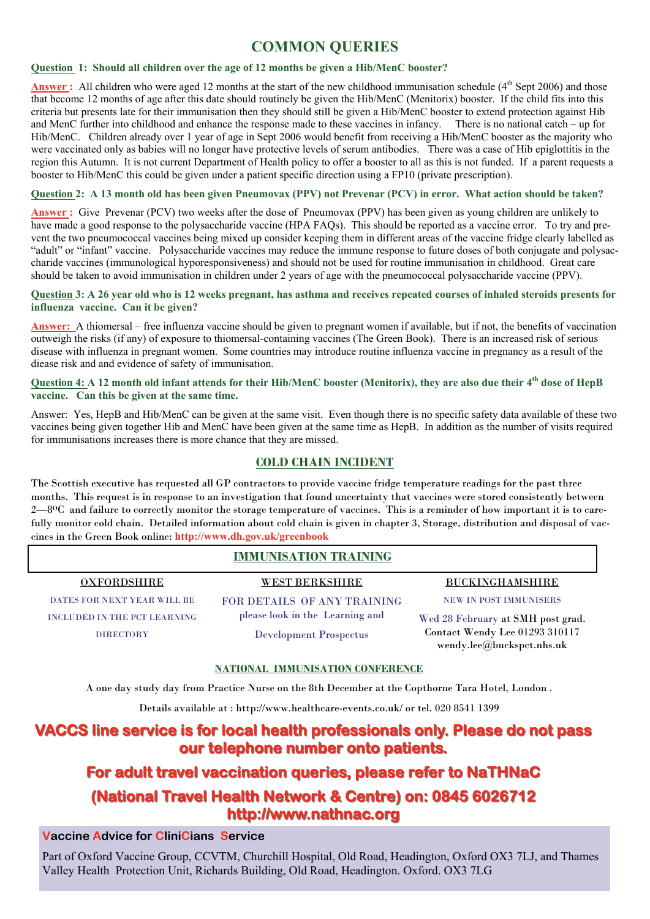# COMMON QUERIES

**Question 1: Should all children over the age of 12 months be given a Hib/MenC booster?**

**Answer :** All children who were aged 12 months at the start of the new childhood immunisation schedule ($4^{th}$ Sept 2006) and those that become 12 months of age after this date should routinely be given the Hib/MenC (Menitorix) booster. If the child fits into this criteria but presents late for their immunisation then they should still be given a Hib/MenC booster to extend protection against Hib and MenC further into childhood and enhance the response made to these vaccines in infancy. There is no national catch – up for Hib/MenC. Children already over 1 year of age in Sept 2006 would benefit from receiving a Hib/MenC booster as the majority who were vaccinated only as babies will no longer have protective levels of serum antibodies. There was a case of Hib epiglottitis in the region this Autumn. It is not current Department of Health policy to offer a booster to all as this is not funded. If a parent requests a booster to Hib/MenC this could be given under a patient specific direction using a FP10 (private prescription).

**Question 2: A 13 month old has been given Pneumovax (PPV) not Prevenar (PCV) in error. What action should be taken?**

**Answer :** Give Prevenar (PCV) two weeks after the dose of Pneumovax (PPV) has been given as young children are unlikely to have made a good response to the polysaccharide vaccine (HPA FAQs). This should be reported as a vaccine error. To try and prevent the two pneumococcal vaccines being mixed up consider keeping them in different areas of the vaccine fridge clearly labelled as "adult" or "infant" vaccine. Polysaccharide vaccines may reduce the immune response to future doses of both conjugate and polysaccharide vaccines (immunological hyporesponsiveness) and should not be used for routine immunisation in childhood. Great care should be taken to avoid immunisation in children under 2 years of age with the pneumococcal polysaccharide vaccine (PPV).

**Question 3: A 26 year old who is 12 weeks pregnant, has asthma and receives repeated courses of inhaled steroids presents for influenza vaccine. Can it be given?**

**Answer:** A thiomersal – free influenza vaccine should be given to pregnant women if available, but if not, the benefits of vaccination outweigh the risks (if any) of exposure to thiomersal-containing vaccines (The Green Book). There is an increased risk of serious disease with influenza in pregnant women. Some countries may introduce routine influenza vaccine in pregnancy as a result of the diease risk and and evidence of safety of immunisation.

**Question 4: A 12 month old infant attends for their Hib/MenC booster (Menitorix), they are also due their $4^{th}$ dose of HepB vaccine. Can this be given at the same time.**

Answer: Yes, HepB and Hib/MenC can be given at the same visit. Even though there is no specific safety data available of these two vaccines being given together Hib and MenC have been given at the same time as HepB. In addition as the number of visits required for immunisations increases there is more chance that they are missed.

## COLD CHAIN INCIDENT

The Scottish executive has requested all GP contractors to provide vaccine fridge temperature readings for the past three months. This request is in response to an investigation that found uncertainty that vaccines were stored consistently between 2—8ºC and failure to correctly monitor the storage temperature of vaccines. This is a reminder of how important it is to carefully monitor cold chain. Detailed information about cold chain is given in chapter 3, Storage, distribution and disposal of vaccines in the Green Book online: http://www.dh.gov.uk/greenbook

## IMMUNISATION TRAINING

**OXFORDSHIRE**

DATES FOR NEXT YEAR WILL BE INCLUDED IN THE PCT LEARNING DIRECTORY

**WEST BERKSHIRE**

FOR DETAILS OF ANY TRAINING please look in the Learning and Development Prospectus

**BUCKINGHAMSHIRE**

NEW IN POST IMMUNISERS

Wed 28 February at SMH post grad. Contact Wendy Lee 01293 310117 wendy.lee@buckspct.nhs.uk

## NATIONAL IMMUNISATION CONFERENCE

A one day study day from Practice Nurse on the 8th December at the Copthorne Tara Hotel, London .

Details available at : http://www.healthcare-events.co.uk/ or tel. 020 8541 1399

**VACCS line service is for local health professionals only. Please do not pass our telephone number onto patients.**

**For adult travel vaccination queries, please refer to NaTHNaC (National Travel Health Network & Centre) on: 0845 6026712 http://www.nathnac.org**

**Vaccine Advice for CliniCians Service**

Part of Oxford Vaccine Group, CCVTM, Churchill Hospital, Old Road, Headington, Oxford OX3 7LJ, and Thames Valley Health Protection Unit, Richards Building, Old Road, Headington. Oxford. OX3 7LG